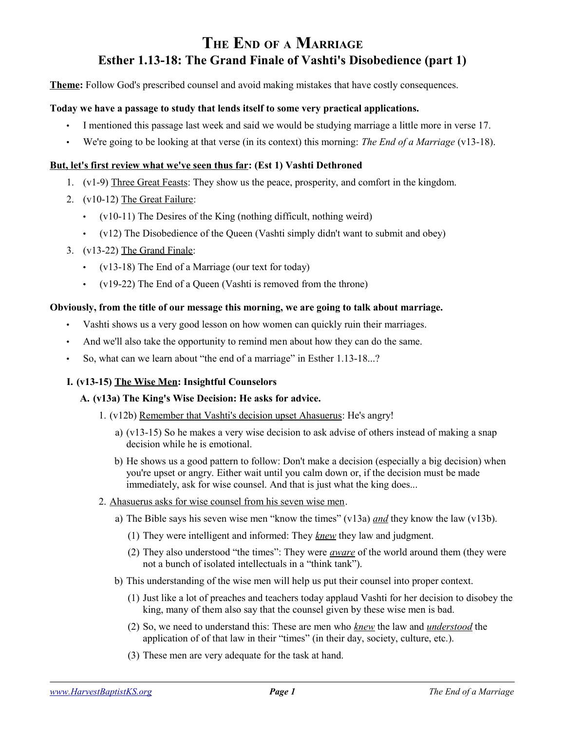# The End of a Marriage

## Esther 1.13-18: The Grand Finale of Vashti's Disobedience (part 1)

**Theme:** Follow God's prescribed counsel and avoid making mistakes that have costly consequences.

**Today we have a passage to study that lends itself to some very practical applications.**

- I mentioned this passage last week and said we would be studying marriage a little more in verse 17.
- We're going to be looking at that verse (in its context) this morning: *The End of a Marriage* (v13-18).

**But, let's first review what we've seen thus far: (Est 1) Vashti Dethroned**

1. (v1-9) Three Great Feasts: They show us the peace, prosperity, and comfort in the kingdom.
2. (v10-12) The Great Failure:
   - (v10-11) The Desires of the King (nothing difficult, nothing weird)
   - (v12) The Disobedience of the Queen (Vashti simply didn't want to submit and obey)
3. (v13-22) The Grand Finale:
   - (v13-18) The End of a Marriage (our text for today)
   - (v19-22) The End of a Queen (Vashti is removed from the throne)

**Obviously, from the title of our message this morning, we are going to talk about marriage.**

- Vashti shows us a very good lesson on how women can quickly ruin their marriages.
- And we'll also take the opportunity to remind men about how they can do the same.
- So, what can we learn about "the end of a marriage" in Esther 1.13-18...?

### I. (v13-15) The Wise Men: Insightful Counselors

#### A. (v13a) The King's Wise Decision: He asks for advice.

1. (v12b) Remember that Vashti's decision upset Ahasuerus: He's angry!
   a) (v13-15) So he makes a very wise decision to ask advise of others instead of making a snap decision while he is emotional.
   b) He shows us a good pattern to follow: Don't make a decision (especially a big decision) when you're upset or angry. Either wait until you calm down or, if the decision must be made immediately, ask for wise counsel. And that is just what the king does...
2. Ahasuerus asks for wise counsel from his seven wise men.
   a) The Bible says his seven wise men "know the times" (v13a) ***and*** they know the law (v13b).
      (1) They were intelligent and informed: They ***knew*** they law and judgment.
      (2) They also understood "the times": They were ***aware*** of the world around them (they were not a bunch of isolated intellectuals in a "think tank").
   b) This understanding of the wise men will help us put their counsel into proper context.
      (1) Just like a lot of preaches and teachers today applaud Vashti for her decision to disobey the king, many of them also say that the counsel given by these wise men is bad.
      (2) So, we need to understand this: These are men who ***knew*** the law and ***understood*** the application of of that law in their "times" (in their day, society, culture, etc.).
      (3) These men are very adequate for the task at hand.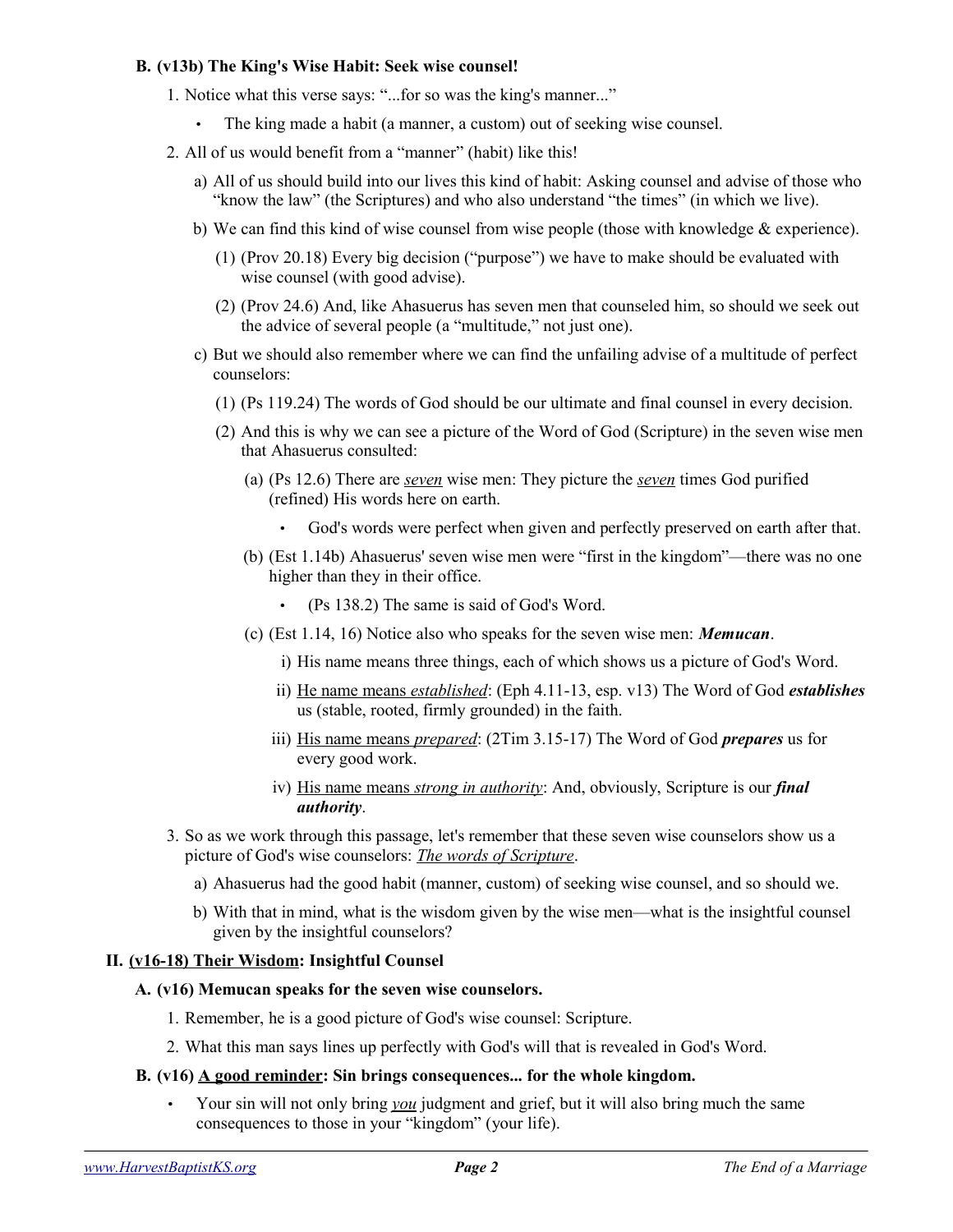### B. (v13b) The King's Wise Habit: Seek wise counsel!

1. Notice what this verse says: "...for so was the king's manner..."
   - The king made a habit (a manner, a custom) out of seeking wise counsel.
2. All of us would benefit from a "manner" (habit) like this!
   a) All of us should build into our lives this kind of habit: Asking counsel and advise of those who "know the law" (the Scriptures) and who also understand "the times" (in which we live).
   b) We can find this kind of wise counsel from wise people (those with knowledge & experience).
      (1) (Prov 20.18) Every big decision ("purpose") we have to make should be evaluated with wise counsel (with good advise).
      (2) (Prov 24.6) And, like Ahasuerus has seven men that counseled him, so should we seek out the advice of several people (a "multitude," not just one).
   c) But we should also remember where we can find the unfailing advise of a multitude of perfect counselors:
      (1) (Ps 119.24) The words of God should be our ultimate and final counsel in every decision.
      (2) And this is why we can see a picture of the Word of God (Scripture) in the seven wise men that Ahasuerus consulted:
         (a) (Ps 12.6) There are <u>*seven*</u> wise men: They picture the <u>*seven*</u> times God purified (refined) His words here on earth.
            - God's words were perfect when given and perfectly preserved on earth after that.
         (b) (Est 1.14b) Ahasuerus' seven wise men were "first in the kingdom"—there was no one higher than they in their office.
            - (Ps 138.2) The same is said of God's Word.
         (c) (Est 1.14, 16) Notice also who speaks for the seven wise men: ***Memucan***.
            i) His name means three things, each of which shows us a picture of God's Word.
            ii) <u>He name means *established*</u>: (Eph 4.11-13, esp. v13) The Word of God ***establishes*** us (stable, rooted, firmly grounded) in the faith.
            iii) <u>His name means *prepared*</u>: (2Tim 3.15-17) The Word of God ***prepares*** us for every good work.
            iv) <u>His name means *strong in authority*</u>: And, obviously, Scripture is our ***final authority***.
3. So as we work through this passage, let's remember that these seven wise counselors show us a picture of God's wise counselors: <u>*The words of Scripture*</u>.
   a) Ahasuerus had the good habit (manner, custom) of seeking wise counsel, and so should we.
   b) With that in mind, what is the wisdom given by the wise men—what is the insightful counsel given by the insightful counselors?

## II. <u>(v16-18) Their Wisdom</u>: Insightful Counsel

### A. (v16) Memucan speaks for the seven wise counselors.

1. Remember, he is a good picture of God's wise counsel: Scripture.
2. What this man says lines up perfectly with God's will that is revealed in God's Word.

### B. (v16) <u>A good reminder</u>: Sin brings consequences... for the whole kingdom.

- Your sin will not only bring <u>*you*</u> judgment and grief, but it will also bring much the same consequences to those in your "kingdom" (your life).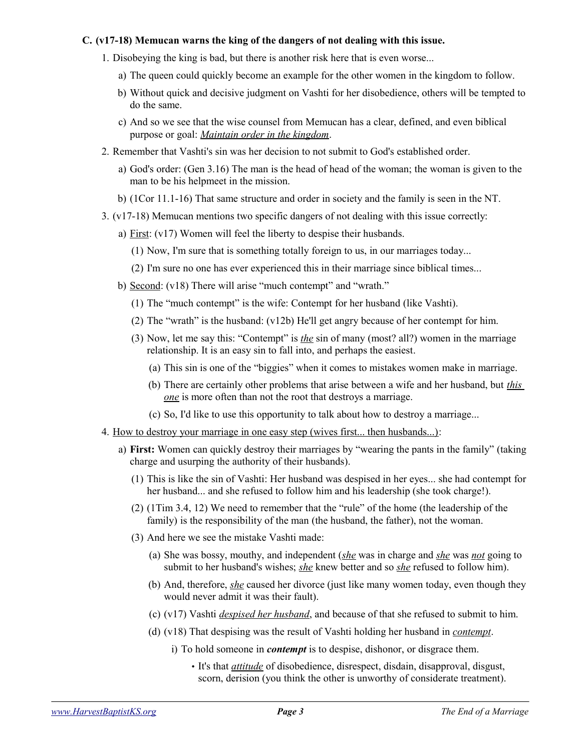**C. (v17-18) Memucan warns the king of the dangers of not dealing with this issue.**

1. Disobeying the king is bad, but there is another risk here that is even worse...
   - a) The queen could quickly become an example for the other women in the kingdom to follow.
   - b) Without quick and decisive judgment on Vashti for her disobedience, others will be tempted to do the same.
   - c) And so we see that the wise counsel from Memucan has a clear, defined, and even biblical purpose or goal: <u>*Maintain order in the kingdom*</u>.
2. Remember that Vashti's sin was her decision to not submit to God's established order.
   - a) God's order: (Gen 3.16) The man is the head of head of the woman; the woman is given to the man to be his helpmeet in the mission.
   - b) (1Cor 11.1-16) That same structure and order in society and the family is seen in the NT.
3. (v17-18) Memucan mentions two specific dangers of not dealing with this issue correctly:
   - a) <u>First</u>: (v17) Women will feel the liberty to despise their husbands.
     - (1) Now, I'm sure that is something totally foreign to us, in our marriages today...
     - (2) I'm sure no one has ever experienced this in their marriage since biblical times...
   - b) <u>Second</u>: (v18) There will arise "much contempt" and "wrath."
     - (1) The "much contempt" is the wife: Contempt for her husband (like Vashti).
     - (2) The "wrath" is the husband: (v12b) He'll get angry because of her contempt for him.
     - (3) Now, let me say this: "Contempt" is <u>*the*</u> sin of many (most? all?) women in the marriage relationship. It is an easy sin to fall into, and perhaps the easiest.
       - (a) This sin is one of the "biggies" when it comes to mistakes women make in marriage.
       - (b) There are certainly other problems that arise between a wife and her husband, but <u>*this one*</u> is more often than not the root that destroys a marriage.
       - (c) So, I'd like to use this opportunity to talk about how to destroy a marriage...
4. <u>How to destroy your marriage in one easy step (wives first... then husbands...)</u>:
   - a) **First:** Women can quickly destroy their marriages by "wearing the pants in the family" (taking charge and usurping the authority of their husbands).
     - (1) This is like the sin of Vashti: Her husband was despised in her eyes... she had contempt for her husband... and she refused to follow him and his leadership (she took charge!).
     - (2) (1Tim 3.4, 12) We need to remember that the "rule" of the home (the leadership of the family) is the responsibility of the man (the husband, the father), not the woman.
     - (3) And here we see the mistake Vashti made:
       - (a) She was bossy, mouthy, and independent (<u>*she*</u> was in charge and <u>*she*</u> was <u>*not*</u> going to submit to her husband's wishes; <u>*she*</u> knew better and so <u>*she*</u> refused to follow him).
       - (b) And, therefore, <u>*she*</u> caused her divorce (just like many women today, even though they would never admit it was their fault).
       - (c) (v17) Vashti <u>*despised her husband*</u>, and because of that she refused to submit to him.
       - (d) (v18) That despising was the result of Vashti holding her husband in <u>*contempt*</u>.
         - i) To hold someone in ***contempt*** is to despise, dishonor, or disgrace them.
           - It's that <u>*attitude*</u> of disobedience, disrespect, disdain, disapproval, disgust, scorn, derision (you think the other is unworthy of considerate treatment).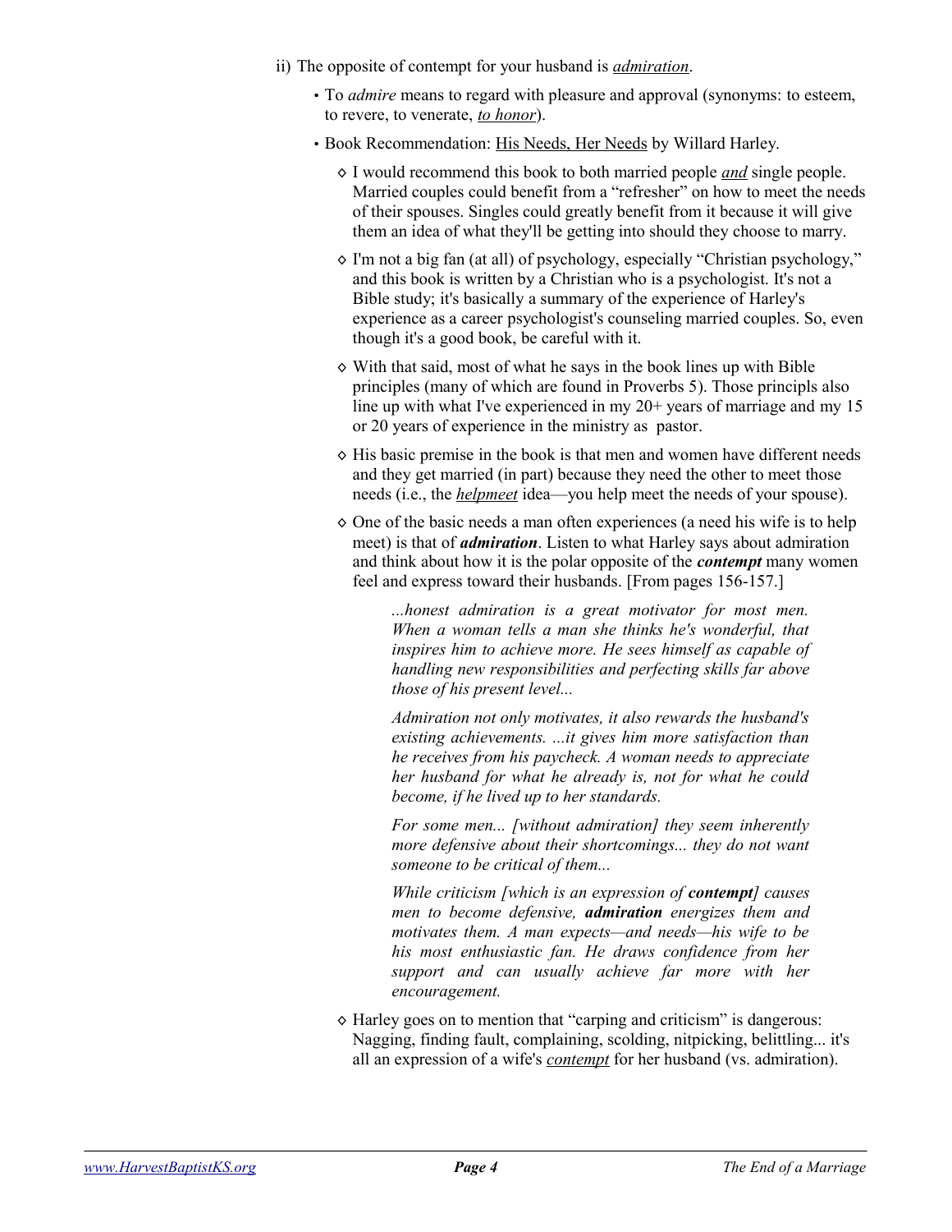ii) The opposite of contempt for your husband is ***admiration***.

- To *admire* means to regard with pleasure and approval (synonyms: to esteem, to revere, to venerate, ***to honor***).
- Book Recommendation: His Needs, Her Needs by Willard Harley.
  - I would recommend this book to both married people ***and*** single people. Married couples could benefit from a "refresher" on how to meet the needs of their spouses. Singles could greatly benefit from it because it will give them an idea of what they'll be getting into should they choose to marry.
  - I'm not a big fan (at all) of psychology, especially "Christian psychology," and this book is written by a Christian who is a psychologist. It's not a Bible study; it's basically a summary of the experience of Harley's experience as a career psychologist's counseling married couples. So, even though it's a good book, be careful with it.
  - With that said, most of what he says in the book lines up with Bible principles (many of which are found in Proverbs 5). Those principls also line up with what I've experienced in my 20+ years of marriage and my 15 or 20 years of experience in the ministry as pastor.
  - His basic premise in the book is that men and women have different needs and they get married (in part) because they need the other to meet those needs (i.e., the ***helpmeet*** idea—you help meet the needs of your spouse).
  - One of the basic needs a man often experiences (a need his wife is to help meet) is that of ***admiration***. Listen to what Harley says about admiration and think about how it is the polar opposite of the ***contempt*** many women feel and express toward their husbands. [From pages 156-157.]

    > *...honest admiration is a great motivator for most men. When a woman tells a man she thinks he's wonderful, that inspires him to achieve more. He sees himself as capable of handling new responsibilities and perfecting skills far above those of his present level...*
    >
    > *Admiration not only motivates, it also rewards the husband's existing achievements. ...it gives him more satisfaction than he receives from his paycheck. A woman needs to appreciate her husband for what he already is, not for what he could become, if he lived up to her standards.*
    >
    > *For some men... [without admiration] they seem inherently more defensive about their shortcomings... they do not want someone to be critical of them...*
    >
    > *While criticism [which is an expression of **contempt**] causes men to become defensive, **admiration** energizes them and motivates them. A man expects—and needs—his wife to be his most enthusiastic fan. He draws confidence from her support and can usually achieve far more with her encouragement.*

  - Harley goes on to mention that "carping and criticism" is dangerous: Nagging, finding fault, complaining, scolding, nitpicking, belittling... it's all an expression of a wife's ***contempt*** for her husband (vs. admiration).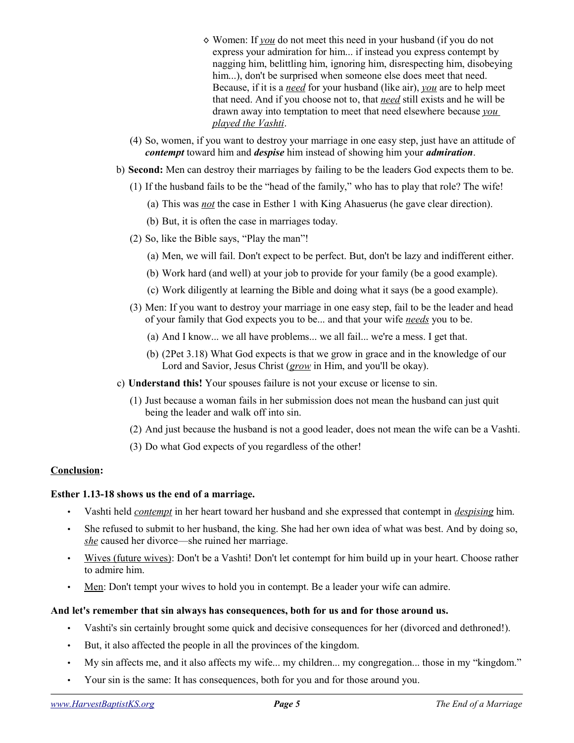- ◇ Women: If *you* do not meet this need in your husband (if you do not express your admiration for him... if instead you express contempt by nagging him, belittling him, ignoring him, disrespecting him, disobeying him...), don't be surprised when someone else does meet that need. Because, if it is a *need* for your husband (like air), *you* are to help meet that need. And if you choose not to, that *need* still exists and he will be drawn away into temptation to meet that need elsewhere because *you played the Vashti*.

(4) So, women, if you want to destroy your marriage in one easy step, just have an attitude of ***contempt*** toward him and ***despise*** him instead of showing him your ***admiration***.

b) **Second:** Men can destroy their marriages by failing to be the leaders God expects them to be.

(1) If the husband fails to be the "head of the family," who has to play that role? The wife!

(a) This was *not* the case in Esther 1 with King Ahasuerus (he gave clear direction).

(b) But, it is often the case in marriages today.

(2) So, like the Bible says, "Play the man"!

(a) Men, we will fail. Don't expect to be perfect. But, don't be lazy and indifferent either.

(b) Work hard (and well) at your job to provide for your family (be a good example).

(c) Work diligently at learning the Bible and doing what it says (be a good example).

(3) Men: If you want to destroy your marriage in one easy step, fail to be the leader and head of your family that God expects you to be... and that your wife *needs* you to be.

(a) And I know... we all have problems... we all fail... we're a mess. I get that.

(b) (2Pet 3.18) What God expects is that we grow in grace and in the knowledge of our Lord and Savior, Jesus Christ (*grow* in Him, and you'll be okay).

c) **Understand this!** Your spouses failure is not your excuse or license to sin.

(1) Just because a woman fails in her submission does not mean the husband can just quit being the leader and walk off into sin.

(2) And just because the husband is not a good leader, does not mean the wife can be a Vashti.

(3) Do what God expects of you regardless of the other!

**Conclusion:**

**Esther 1.13-18 shows us the end of a marriage.**

- Vashti held *contempt* in her heart toward her husband and she expressed that contempt in *despising* him.
- She refused to submit to her husband, the king. She had her own idea of what was best. And by doing so, *she* caused her divorce—she ruined her marriage.
- Wives (future wives): Don't be a Vashti! Don't let contempt for him build up in your heart. Choose rather to admire him.
- Men: Don't tempt your wives to hold you in contempt. Be a leader your wife can admire.

**And let's remember that sin always has consequences, both for us and for those around us.**

- Vashti's sin certainly brought some quick and decisive consequences for her (divorced and dethroned!).
- But, it also affected the people in all the provinces of the kingdom.
- My sin affects me, and it also affects my wife... my children... my congregation... those in my "kingdom."
- Your sin is the same: It has consequences, both for you and for those around you.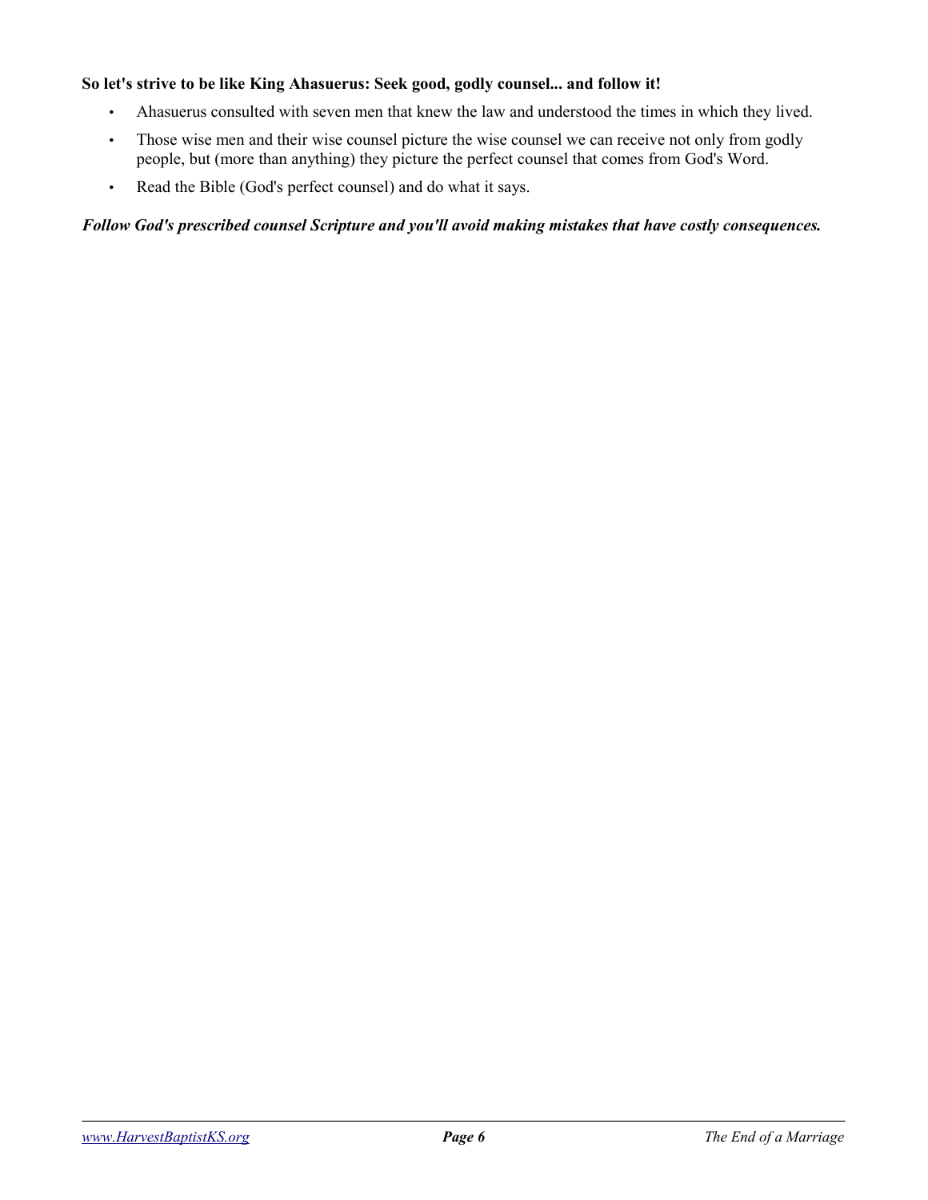**So let's strive to be like King Ahasuerus: Seek good, godly counsel... and follow it!**

- Ahasuerus consulted with seven men that knew the law and understood the times in which they lived.
- Those wise men and their wise counsel picture the wise counsel we can receive not only from godly people, but (more than anything) they picture the perfect counsel that comes from God's Word.
- Read the Bible (God's perfect counsel) and do what it says.

***Follow God's prescribed counsel Scripture and you'll avoid making mistakes that have costly consequences.***